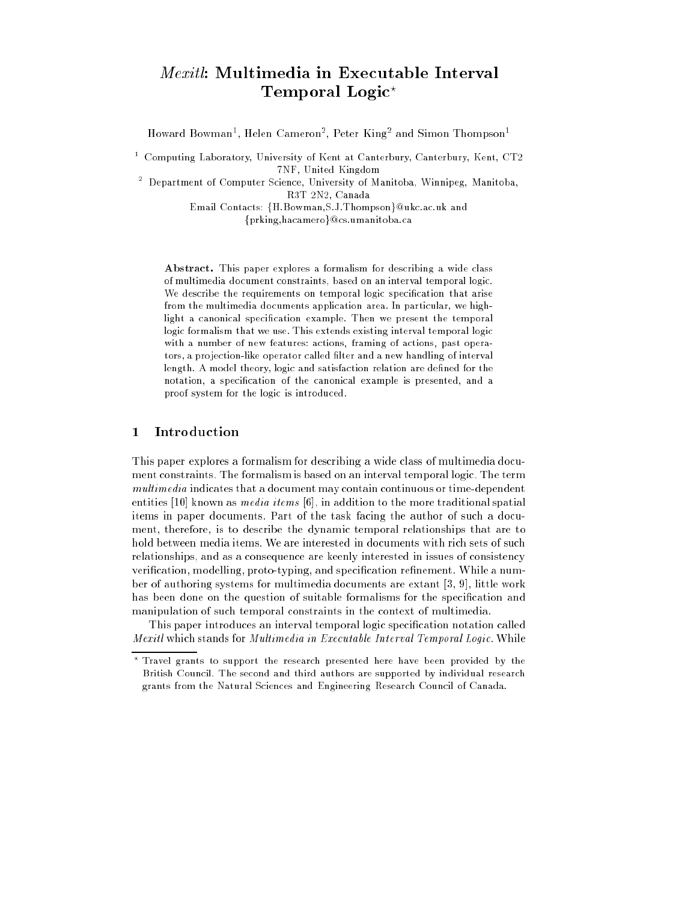# *Mexitl*: Multimedia in Executable Interval Temporal Logic*

Howard Bowman[1], Helen Cameron[2], Peter King[2] and Simon Thompson[1]

[1] Computing Laboratory, University of Kent at Canterbury, Canterbury, Kent, CT2 7NF, United Kingdom

[2] Department of Computer Science, University of Manitoba, Winnipeg, Manitoba, R3T 2N2, Canada

Email Contacts: {H.Bowman,S.J.Thompson}@ukc.ac.uk and {prking,hacamero}@cs.umanitoba.ca

**Abstract.** This paper explores a formalism for describing a wide class of multimedia document constraints, based on an interval temporal logic. We describe the requirements on temporal logic specification that arise from the multimedia documents application area. In particular, we highlight a canonical specification example. Then we present the temporal logic formalism that we use. This extends existing interval temporal logic with a number of new features: actions, framing of actions, past operators, a projection-like operator called filter and a new handling of interval length. A model theory, logic and satisfaction relation are defined for the notation, a specification of the canonical example is presented, and a proof system for the logic is introduced.

## 1 Introduction

This paper explores a formalism for describing a wide class of multimedia document constraints. The formalism is based on an interval temporal logic. The term *multimedia* indicates that a document may contain continuous or time-dependent entities [10] known as *media items* [6], in addition to the more traditional spatial items in paper documents. Part of the task facing the author of such a document, therefore, is to describe the dynamic temporal relationships that are to hold between media items. We are interested in documents with rich sets of such relationships, and as a consequence are keenly interested in issues of consistency verification, modelling, proto-typing, and specification refinement. While a number of authoring systems for multimedia documents are extant [3, 9], little work has been done on the question of suitable formalisms for the specification and manipulation of such temporal constraints in the context of multimedia.

This paper introduces an interval temporal logic specification notation called *Mexitl* which stands for *Multimedia in Executable Interval Temporal Logic*. While

---

\* Travel grants to support the research presented here have been provided by the British Council. The second and third authors are supported by individual research grants from the Natural Sciences and Engineering Research Council of Canada.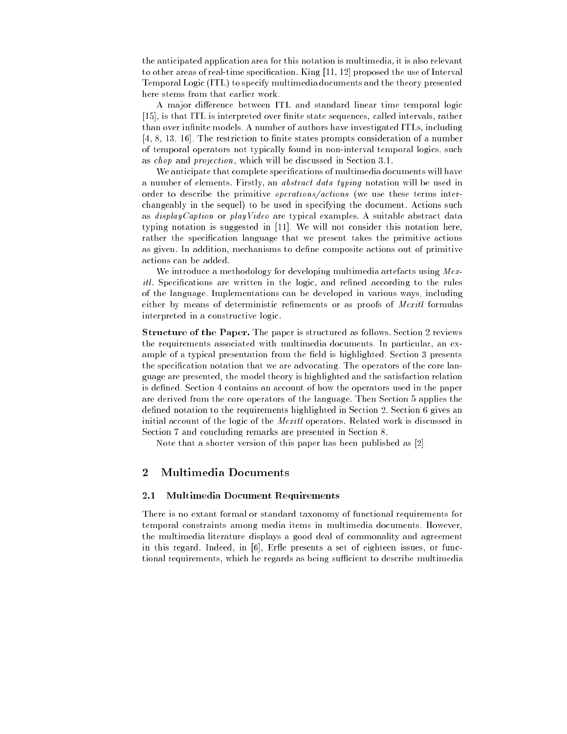the anticipated application area for this notation is multimedia, it is also relevant to other areas of real-time specification. King [11, 12] proposed the use of Interval Temporal Logic (ITL) to specify multimedia documents and the theory presented here stems from that earlier work.

A major difference between ITL and standard linear time temporal logic [15], is that ITL is interpreted over finite state sequences, called intervals, rather than over infinite models. A number of authors have investigated ITLs, including [4, 8, 13, 16]. The restriction to finite states prompts consideration of a number of temporal operators not typically found in non-interval temporal logics, such as *chop* and *projection*, which will be discussed in Section 3.1.

We anticipate that complete specifications of multimedia documents will have a number of elements. Firstly, an *abstract data typing* notation will be used in order to describe the primitive *operations/actions* (we use these terms interchangeably in the sequel) to be used in specifying the document. Actions such as *displayCaption* or *playVideo* are typical examples. A suitable abstract data typing notation is suggested in [11]. We will not consider this notation here, rather the specification language that we present takes the primitive actions as given. In addition, mechanisms to define composite actions out of primitive actions can be added.

We introduce a methodology for developing multimedia artefacts using *Mexitl*. Specifications are written in the logic, and refined according to the rules of the language. Implementations can be developed in various ways, including either by means of deterministic refinements or as proofs of *Mexitl* formulas interpreted in a constructive logic.

**Structure of the Paper.** The paper is structured as follows. Section 2 reviews the requirements associated with multimedia documents. In particular, an example of a typical presentation from the field is highlighted. Section 3 presents the specification notation that we are advocating. The operators of the core language are presented, the model theory is highlighted and the satisfaction relation is defined. Section 4 contains an account of how the operators used in the paper are derived from the core operators of the language. Then Section 5 applies the defined notation to the requirements highlighted in Section 2. Section 6 gives an initial account of the logic of the *Mexitl* operators. Related work is discussed in Section 7 and concluding remarks are presented in Section 8.

Note that a shorter version of this paper has been published as [2].

## 2 Multimedia Documents

### 2.1 Multimedia Document Requirements

There is no extant formal or standard taxonomy of functional requirements for temporal constraints among media items in multimedia documents. However, the multimedia literature displays a good deal of commonality and agreement in this regard. Indeed, in [6], Erfle presents a set of eighteen issues, or functional requirements, which he regards as being sufficient to describe multimedia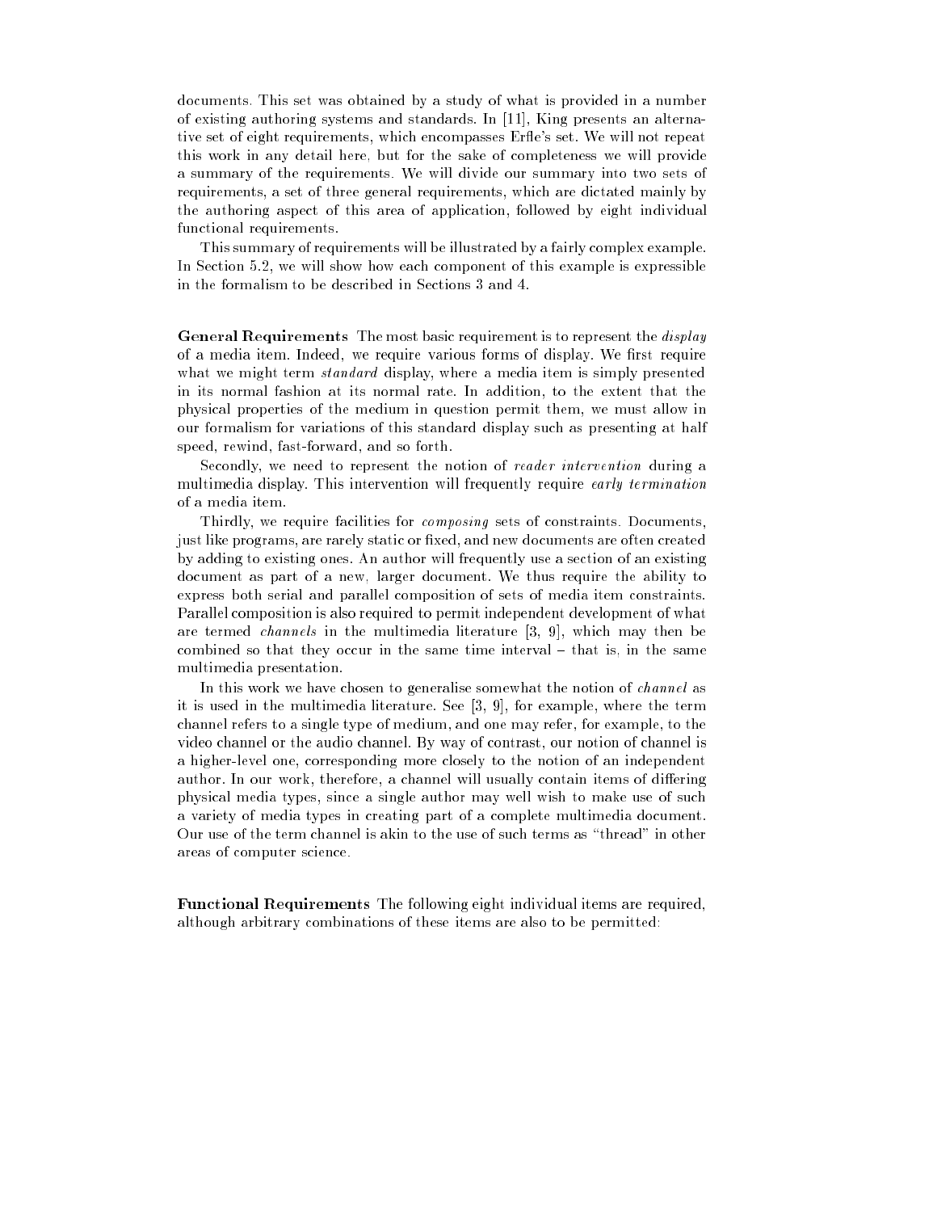documents. This set was obtained by a study of what is provided in a number of existing authoring systems and standards. In [11], King presents an alternative set of eight requirements, which encompasses Erfle's set. We will not repeat this work in any detail here, but for the sake of completeness we will provide a summary of the requirements. We will divide our summary into two sets of requirements, a set of three general requirements, which are dictated mainly by the authoring aspect of this area of application, followed by eight individual functional requirements.

This summary of requirements will be illustrated by a fairly complex example. In Section 5.2, we will show how each component of this example is expressible in the formalism to be described in Sections 3 and 4.

**General Requirements** The most basic requirement is to represent the *display* of a media item. Indeed, we require various forms of display. We first require what we might term *standard* display, where a media item is simply presented in its normal fashion at its normal rate. In addition, to the extent that the physical properties of the medium in question permit them, we must allow in our formalism for variations of this standard display such as presenting at half speed, rewind, fast-forward, and so forth.

Secondly, we need to represent the notion of *reader intervention* during a multimedia display. This intervention will frequently require *early termination* of a media item.

Thirdly, we require facilities for *composing* sets of constraints. Documents, just like programs, are rarely static or fixed, and new documents are often created by adding to existing ones. An author will frequently use a section of an existing document as part of a new, larger document. We thus require the ability to express both serial and parallel composition of sets of media item constraints. Parallel composition is also required to permit independent development of what are termed *channels* in the multimedia literature [3, 9], which may then be combined so that they occur in the same time interval – that is, in the same multimedia presentation.

In this work we have chosen to generalise somewhat the notion of *channel* as it is used in the multimedia literature. See [3, 9], for example, where the term channel refers to a single type of medium, and one may refer, for example, to the video channel or the audio channel. By way of contrast, our notion of channel is a higher-level one, corresponding more closely to the notion of an independent author. In our work, therefore, a channel will usually contain items of differing physical media types, since a single author may well wish to make use of such a variety of media types in creating part of a complete multimedia document. Our use of the term channel is akin to the use of such terms as "thread" in other areas of computer science.

**Functional Requirements** The following eight individual items are required, although arbitrary combinations of these items are also to be permitted: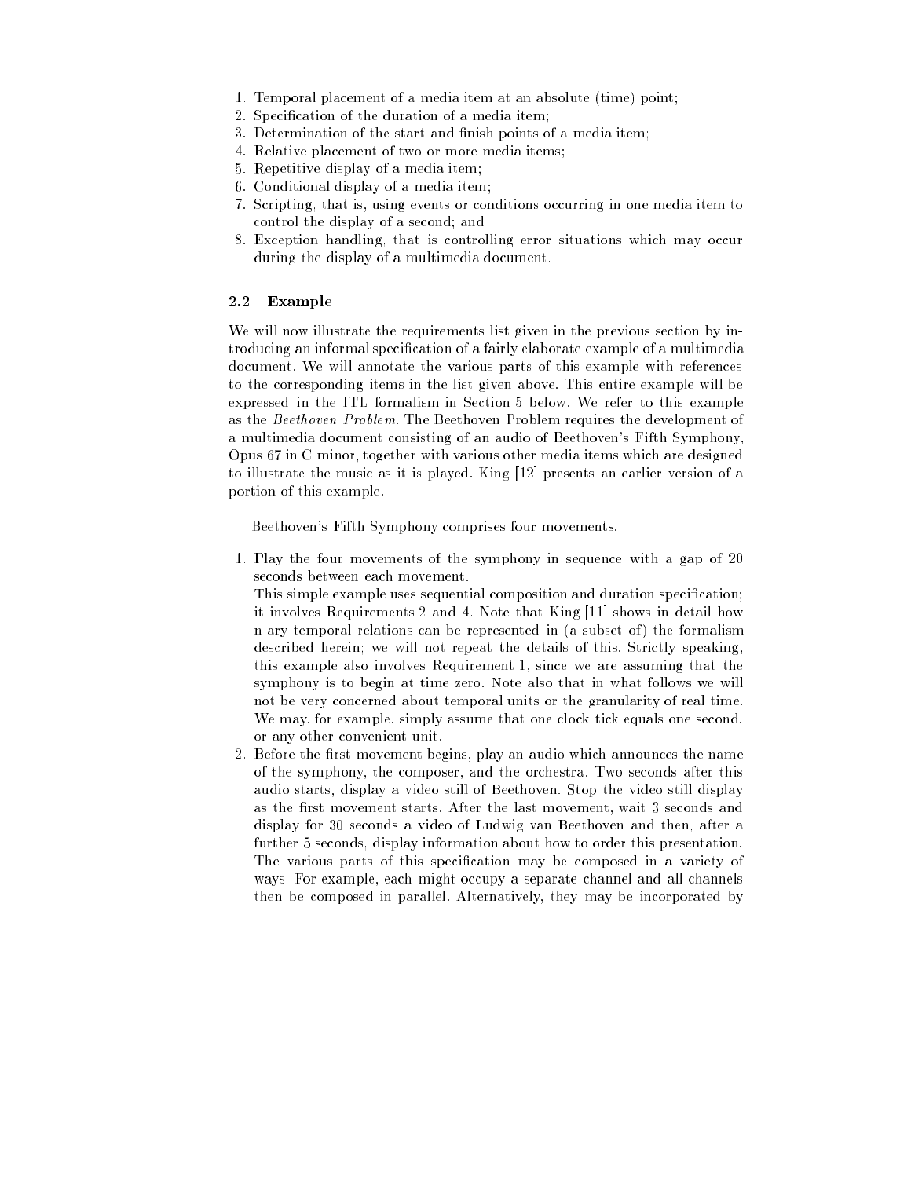1. Temporal placement of a media item at an absolute (time) point;
2. Specification of the duration of a media item;
3. Determination of the start and finish points of a media item;
4. Relative placement of two or more media items;
5. Repetitive display of a media item;
6. Conditional display of a media item;
7. Scripting, that is, using events or conditions occurring in one media item to control the display of a second; and
8. Exception handling, that is controlling error situations which may occur during the display of a multimedia document.

### 2.2 Example

We will now illustrate the requirements list given in the previous section by introducing an informal specification of a fairly elaborate example of a multimedia document. We will annotate the various parts of this example with references to the corresponding items in the list given above. This entire example will be expressed in the ITL formalism in Section 5 below. We refer to this example as the *Beethoven Problem*. The Beethoven Problem requires the development of a multimedia document consisting of an audio of Beethoven's Fifth Symphony, Opus 67 in C minor, together with various other media items which are designed to illustrate the music as it is played. King [12] presents an earlier version of a portion of this example.

Beethoven's Fifth Symphony comprises four movements.

1. Play the four movements of the symphony in sequence with a gap of 20 seconds between each movement.
   This simple example uses sequential composition and duration specification; it involves Requirements 2 and 4. Note that King [11] shows in detail how n-ary temporal relations can be represented in (a subset of) the formalism described herein; we will not repeat the details of this. Strictly speaking, this example also involves Requirement 1, since we are assuming that the symphony is to begin at time zero. Note also that in what follows we will not be very concerned about temporal units or the granularity of real time. We may, for example, simply assume that one clock tick equals one second, or any other convenient unit.
2. Before the first movement begins, play an audio which announces the name of the symphony, the composer, and the orchestra. Two seconds after this audio starts, display a video still of Beethoven. Stop the video still display as the first movement starts. After the last movement, wait 3 seconds and display for 30 seconds a video of Ludwig van Beethoven and then, after a further 5 seconds, display information about how to order this presentation.
   The various parts of this specification may be composed in a variety of ways. For example, each might occupy a separate channel and all channels then be composed in parallel. Alternatively, they may be incorporated by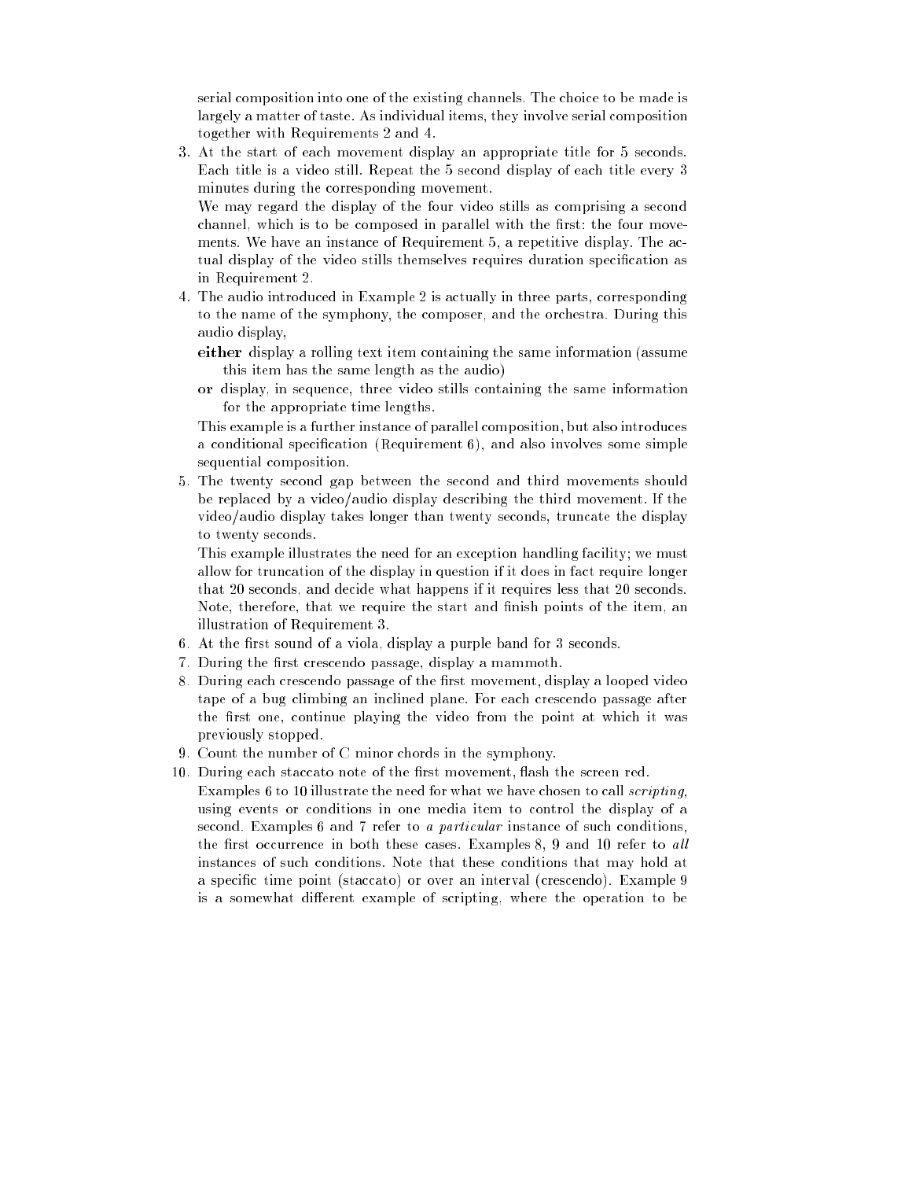serial composition into one of the existing channels. The choice to be made is largely a matter of taste. As individual items, they involve serial composition together with Requirements 2 and 4.

3. At the start of each movement display an appropriate title for 5 seconds. Each title is a video still. Repeat the 5 second display of each title every 3 minutes during the corresponding movement.

   We may regard the display of the four video stills as comprising a second channel, which is to be composed in parallel with the first: the four movements. We have an instance of Requirement 5, a repetitive display. The actual display of the video stills themselves requires duration specification as in Requirement 2.

4. The audio introduced in Example 2 is actually in three parts, corresponding to the name of the symphony, the composer, and the orchestra. During this audio display,

   **either** display a rolling text item containing the same information (assume this item has the same length as the audio)

   **or** display, in sequence, three video stills containing the same information for the appropriate time lengths.

   This example is a further instance of parallel composition, but also introduces a conditional specification (Requirement 6), and also involves some simple sequential composition.

5. The twenty second gap between the second and third movements should be replaced by a video/audio display describing the third movement. If the video/audio display takes longer than twenty seconds, truncate the display to twenty seconds.

   This example illustrates the need for an exception handling facility; we must allow for truncation of the display in question if it does in fact require longer that 20 seconds, and decide what happens if it requires less that 20 seconds. Note, therefore, that we require the start and finish points of the item, an illustration of Requirement 3.

6. At the first sound of a viola, display a purple band for 3 seconds.
7. During the first crescendo passage, display a mammoth.
8. During each crescendo passage of the first movement, display a looped video tape of a bug climbing an inclined plane. For each crescendo passage after the first one, continue playing the video from the point at which it was previously stopped.
9. Count the number of C minor chords in the symphony.
10. During each staccato note of the first movement, flash the screen red.

    Examples 6 to 10 illustrate the need for what we have chosen to call *scripting*, using events or conditions in one media item to control the display of a second. Examples 6 and 7 refer to *a particular* instance of such conditions, the first occurrence in both these cases. Examples 8, 9 and 10 refer to *all* instances of such conditions. Note that these conditions that may hold at a specific time point (staccato) or over an interval (crescendo). Example 9 is a somewhat different example of scripting, where the operation to be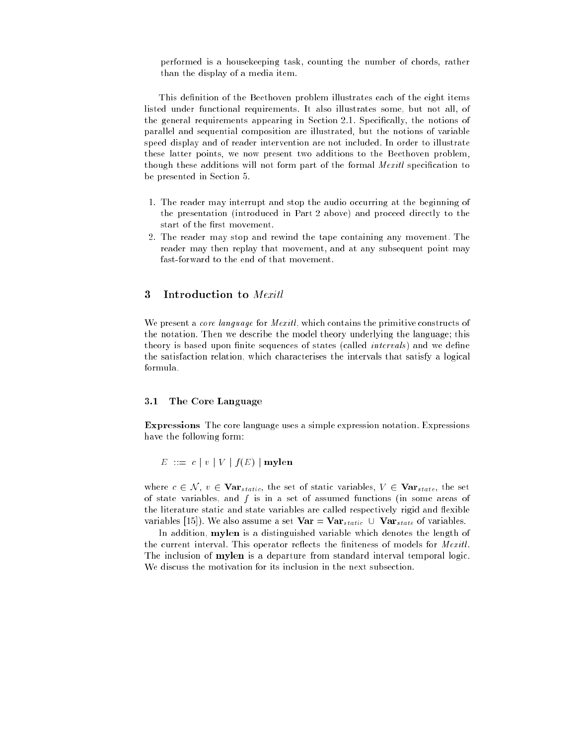performed is a housekeeping task, counting the number of chords, rather than the display of a media item.

This definition of the Beethoven problem illustrates each of the eight items listed under functional requirements. It also illustrates some, but not all, of the general requirements appearing in Section 2.1. Specifically, the notions of parallel and sequential composition are illustrated, but the notions of variable speed display and of reader intervention are not included. In order to illustrate these latter points, we now present two additions to the Beethoven problem, though these additions will not form part of the formal *Mexitl* specification to be presented in Section 5.

1. The reader may interrupt and stop the audio occurring at the beginning of the presentation (introduced in Part 2 above) and proceed directly to the start of the first movement.
2. The reader may stop and rewind the tape containing any movement. The reader may then replay that movement, and at any subsequent point may fast-forward to the end of that movement.

## 3 Introduction to *Mexitl*

We present a *core language* for *Mexitl*, which contains the primitive constructs of the notation. Then we describe the model theory underlying the language; this theory is based upon finite sequences of states (called *intervals*) and we define the satisfaction relation, which characterises the intervals that satisfy a logical formula.

### 3.1 The Core Language

**Expressions** The core language uses a simple expression notation. Expressions have the following form:

$$E \ ::= \ c \mid v \mid V \mid f(E) \mid \mathbf{mylen}$$

where $c \in \mathcal{N}$, $v \in \mathbf{Var}_{static}$, the set of static variables, $V \in \mathbf{Var}_{state}$, the set of state variables, and $f$ is in a set of assumed functions (in some areas of the literature static and state variables are called respectively rigid and flexible variables [15]). We also assume a set $\mathbf{Var} = \mathbf{Var}_{static} \cup \mathbf{Var}_{state}$ of variables.

In addition, **mylen** is a distinguished variable which denotes the length of the current interval. This operator reflects the finiteness of models for *Mexitl*. The inclusion of **mylen** is a departure from standard interval temporal logic. We discuss the motivation for its inclusion in the next subsection.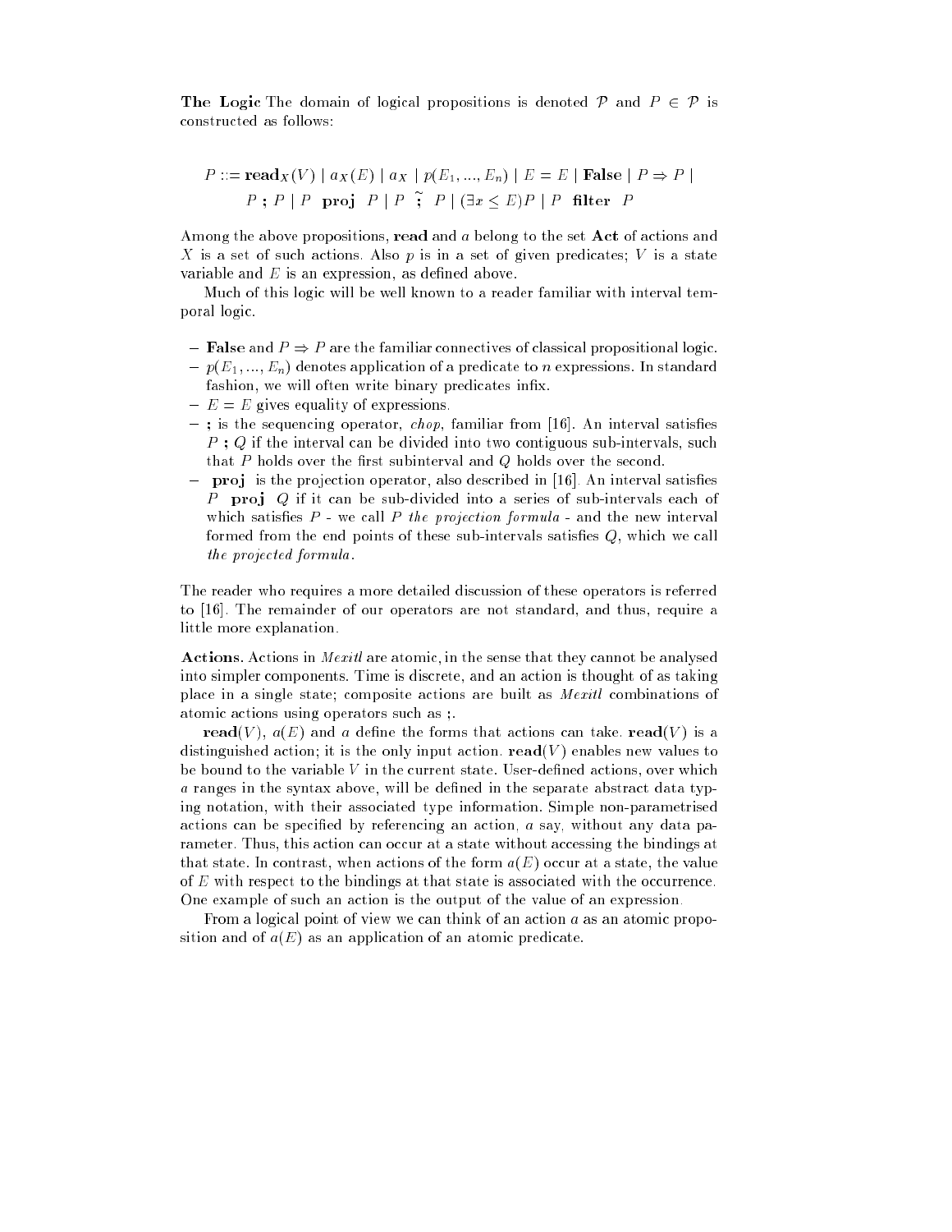**The Logic** The domain of logical propositions is denoted $\mathcal{P}$ and $P \in \mathcal{P}$ is constructed as follows:

$$P ::= \mathbf{read}_X(V) \mid a_X(E) \mid a_X \mid p(E_1, ..., E_n) \mid E = E \mid \mathbf{False} \mid P \Rightarrow P \mid$$
$$P \;\mathbf{;}\; P \mid P \;\;\mathbf{proj}\;\; P \mid P \;\tilde{\mathbf{;}}\; P \mid (\exists x \leq E)P \mid P \;\;\mathbf{filter}\;\; P$$

Among the above propositions, **read** and $a$ belong to the set **Act** of actions and $X$ is a set of such actions. Also $p$ is in a set of given predicates; $V$ is a state variable and $E$ is an expression, as defined above.

Much of this logic will be well known to a reader familiar with interval temporal logic.

- **False** and $P \Rightarrow P$ are the familiar connectives of classical propositional logic.
- $p(E_1, ..., E_n)$ denotes application of a predicate to $n$ expressions. In standard fashion, we will often write binary predicates infix.
- $E = E$ gives equality of expressions.
- **;** is the sequencing operator, *chop*, familiar from [16]. An interval satisfies $P \;\mathbf{;}\; Q$ if the interval can be divided into two contiguous sub-intervals, such that $P$ holds over the first subinterval and $Q$ holds over the second.
- **proj** is the projection operator, also described in [16]. An interval satisfies $P \;\;\mathbf{proj}\;\; Q$ if it can be sub-divided into a series of sub-intervals each of which satisfies $P$ - we call $P$ *the projection formula* - and the new interval formed from the end points of these sub-intervals satisfies $Q$, which we call *the projected formula*.

The reader who requires a more detailed discussion of these operators is referred to [16]. The remainder of our operators are not standard, and thus, require a little more explanation.

**Actions.** Actions in *Mexitl* are atomic, in the sense that they cannot be analysed into simpler components. Time is discrete, and an action is thought of as taking place in a single state; composite actions are built as *Mexitl* combinations of atomic actions using operators such as **;**.

$\mathbf{read}(V)$, $a(E)$ and $a$ define the forms that actions can take. $\mathbf{read}(V)$ is a distinguished action; it is the only input action. $\mathbf{read}(V)$ enables new values to be bound to the variable $V$ in the current state. User-defined actions, over which $a$ ranges in the syntax above, will be defined in the separate abstract data typing notation, with their associated type information. Simple non-parametrised actions can be specified by referencing an action, $a$ say, without any data parameter. Thus, this action can occur at a state without accessing the bindings at that state. In contrast, when actions of the form $a(E)$ occur at a state, the value of $E$ with respect to the bindings at that state is associated with the occurrence. One example of such an action is the output of the value of an expression.

From a logical point of view we can think of an action $a$ as an atomic proposition and of $a(E)$ as an application of an atomic predicate.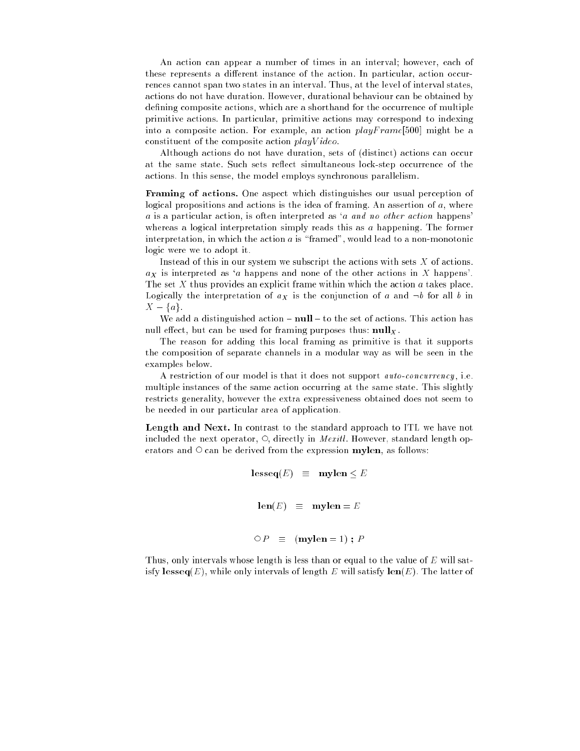An action can appear a number of times in an interval; however, each of these represents a different instance of the action. In particular, action occurrences cannot span two states in an interval. Thus, at the level of interval states, actions do not have duration. However, durational behaviour can be obtained by defining composite actions, which are a shorthand for the occurrence of multiple primitive actions. In particular, primitive actions may correspond to indexing into a composite action. For example, an action $playFrame[500]$ might be a constituent of the composite action $playVideo$.

Although actions do not have duration, sets of (distinct) actions can occur at the same state. Such sets reflect simultaneous lock-step occurrence of the actions. In this sense, the model employs synchronous parallelism.

**Framing of actions.** One aspect which distinguishes our usual perception of logical propositions and actions is the idea of framing. An assertion of $a$, where $a$ is a particular action, is often interpreted as '*a and no other action* happens' whereas a logical interpretation simply reads this as $a$ happening. The former interpretation, in which the action $a$ is "framed", would lead to a non-monotonic logic were we to adopt it.

Instead of this in our system we subscript the actions with sets $X$ of actions. $a_X$ is interpreted as '$a$ happens and none of the other actions in $X$ happens'. The set $X$ thus provides an explicit frame within which the action $a$ takes place. Logically the interpretation of $a_X$ is the conjunction of $a$ and $\neg b$ for all $b$ in $X - \{a\}$.

We add a distinguished action – **null** – to the set of actions. This action has null effect, but can be used for framing purposes thus: $\mathbf{null}_X$.

The reason for adding this local framing as primitive is that it supports the composition of separate channels in a modular way as will be seen in the examples below.

A restriction of our model is that it does not support *auto-concurrency*, i.e. multiple instances of the same action occurring at the same state. This slightly restricts generality, however the extra expressiveness obtained does not seem to be needed in our particular area of application.

**Length and Next.** In contrast to the standard approach to ITL we have not included the next operator, $\bigcirc$, directly in *Mexitl*. However, standard length operators and $\bigcirc$ can be derived from the expression **mylen**, as follows:

$$\mathbf{lesseq}(E) \equiv \mathbf{mylen} \leq E$$

$$\mathbf{len}(E) \equiv \mathbf{mylen} = E$$

$$\bigcirc P \equiv (\mathbf{mylen} = 1) \; ; \; P$$

Thus, only intervals whose length is less than or equal to the value of $E$ will satisfy $\mathbf{lesseq}(E)$, while only intervals of length $E$ will satisfy $\mathbf{len}(E)$. The latter of